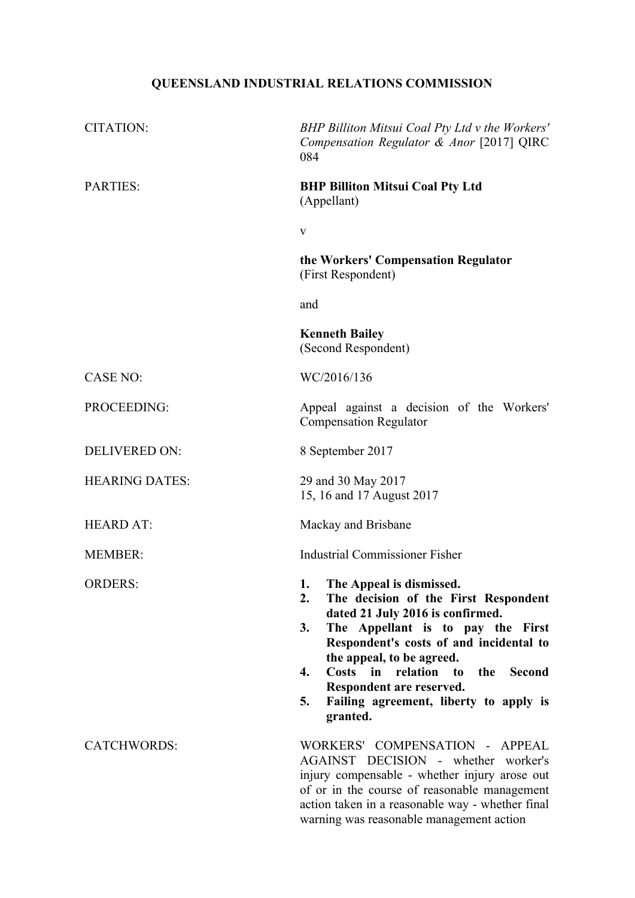**QUEENSLAND INDUSTRIAL RELATIONS COMMISSION**

| | |
|---|---|
| CITATION: | *BHP Billiton Mitsui Coal Pty Ltd v the Workers' Compensation Regulator & Anor* [2017] QIRC 084 |
| PARTIES: | **BHP Billiton Mitsui Coal Pty Ltd**<br>(Appellant)<br><br>v<br><br>**the Workers' Compensation Regulator**<br>(First Respondent)<br><br>and<br><br>**Kenneth Bailey**<br>(Second Respondent) |
| CASE NO: | WC/2016/136 |
| PROCEEDING: | Appeal against a decision of the Workers' Compensation Regulator |
| DELIVERED ON: | 8 September 2017 |
| HEARING DATES: | 29 and 30 May 2017<br>15, 16 and 17 August 2017 |
| HEARD AT: | Mackay and Brisbane |
| MEMBER: | Industrial Commissioner Fisher |
| ORDERS: | **1. The Appeal is dismissed.**<br>**2. The decision of the First Respondent dated 21 July 2016 is confirmed.**<br>**3. The Appellant is to pay the First Respondent's costs of and incidental to the appeal, to be agreed.**<br>**4. Costs in relation to the Second Respondent are reserved.**<br>**5. Failing agreement, liberty to apply is granted.** |
| CATCHWORDS: | WORKERS' COMPENSATION - APPEAL AGAINST DECISION - whether worker's injury compensable - whether injury arose out of or in the course of reasonable management action taken in a reasonable way - whether final warning was reasonable management action |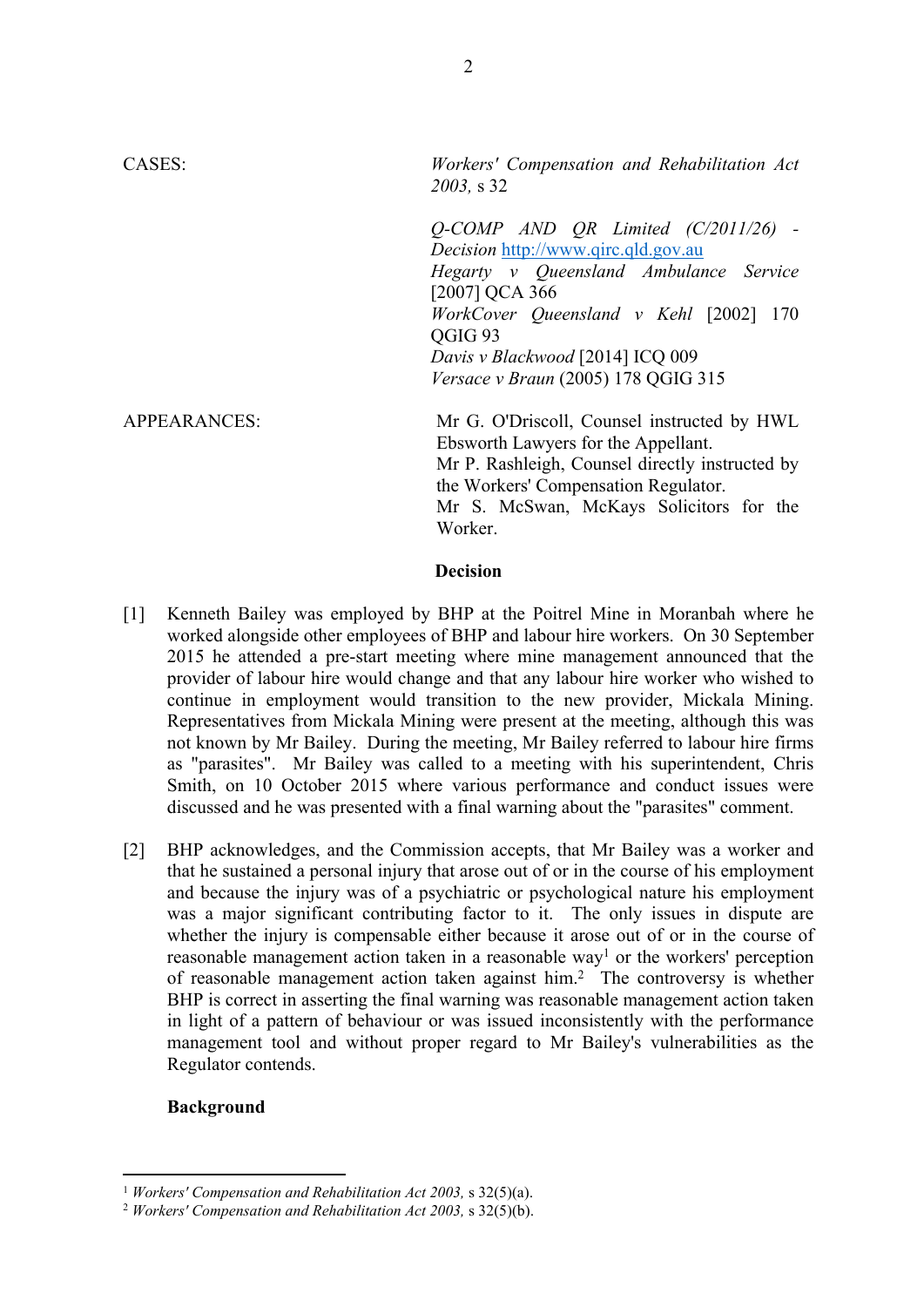CASES: *Workers' Compensation and Rehabilitation Act 2003,* s 32

*Q-COMP AND QR Limited (C/2011/26) - Decision* http://www.qirc.qld.gov.au
*Hegarty v Queensland Ambulance Service* [2007] QCA 366
*WorkCover Queensland v Kehl* [2002] 170 QGIG 93
*Davis v Blackwood* [2014] ICQ 009
*Versace v Braun* (2005) 178 QGIG 315

APPEARANCES: Mr G. O'Driscoll, Counsel instructed by HWL Ebsworth Lawyers for the Appellant.
Mr P. Rashleigh, Counsel directly instructed by the Workers' Compensation Regulator.
Mr S. McSwan, McKays Solicitors for the Worker.

**Decision**

[1] Kenneth Bailey was employed by BHP at the Poitrel Mine in Moranbah where he worked alongside other employees of BHP and labour hire workers. On 30 September 2015 he attended a pre-start meeting where mine management announced that the provider of labour hire would change and that any labour hire worker who wished to continue in employment would transition to the new provider, Mickala Mining. Representatives from Mickala Mining were present at the meeting, although this was not known by Mr Bailey. During the meeting, Mr Bailey referred to labour hire firms as "parasites". Mr Bailey was called to a meeting with his superintendent, Chris Smith, on 10 October 2015 where various performance and conduct issues were discussed and he was presented with a final warning about the "parasites" comment.

[2] BHP acknowledges, and the Commission accepts, that Mr Bailey was a worker and that he sustained a personal injury that arose out of or in the course of his employment and because the injury was of a psychiatric or psychological nature his employment was a major significant contributing factor to it. The only issues in dispute are whether the injury is compensable either because it arose out of or in the course of reasonable management action taken in a reasonable way[1] or the workers' perception of reasonable management action taken against him.[2] The controversy is whether BHP is correct in asserting the final warning was reasonable management action taken in light of a pattern of behaviour or was issued inconsistently with the performance management tool and without proper regard to Mr Bailey's vulnerabilities as the Regulator contends.

**Background**

[1] *Workers' Compensation and Rehabilitation Act 2003,* s 32(5)(a).

[2] *Workers' Compensation and Rehabilitation Act 2003,* s 32(5)(b).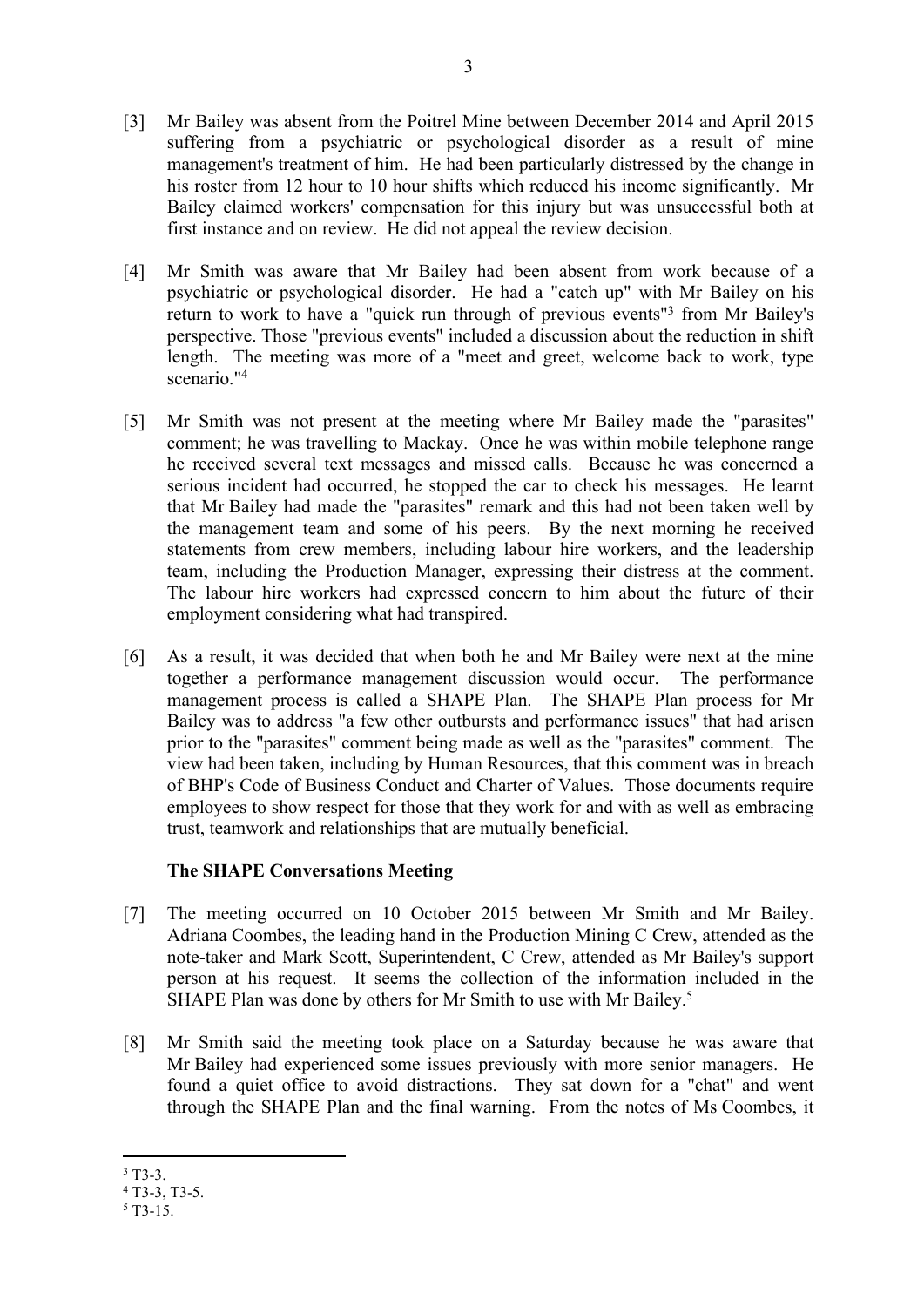[3] Mr Bailey was absent from the Poitrel Mine between December 2014 and April 2015 suffering from a psychiatric or psychological disorder as a result of mine management's treatment of him. He had been particularly distressed by the change in his roster from 12 hour to 10 hour shifts which reduced his income significantly. Mr Bailey claimed workers' compensation for this injury but was unsuccessful both at first instance and on review. He did not appeal the review decision.

[4] Mr Smith was aware that Mr Bailey had been absent from work because of a psychiatric or psychological disorder. He had a "catch up" with Mr Bailey on his return to work to have a "quick run through of previous events"[3] from Mr Bailey's perspective. Those "previous events" included a discussion about the reduction in shift length. The meeting was more of a "meet and greet, welcome back to work, type scenario."[4]

[5] Mr Smith was not present at the meeting where Mr Bailey made the "parasites" comment; he was travelling to Mackay. Once he was within mobile telephone range he received several text messages and missed calls. Because he was concerned a serious incident had occurred, he stopped the car to check his messages. He learnt that Mr Bailey had made the "parasites" remark and this had not been taken well by the management team and some of his peers. By the next morning he received statements from crew members, including labour hire workers, and the leadership team, including the Production Manager, expressing their distress at the comment. The labour hire workers had expressed concern to him about the future of their employment considering what had transpired.

[6] As a result, it was decided that when both he and Mr Bailey were next at the mine together a performance management discussion would occur. The performance management process is called a SHAPE Plan. The SHAPE Plan process for Mr Bailey was to address "a few other outbursts and performance issues" that had arisen prior to the "parasites" comment being made as well as the "parasites" comment. The view had been taken, including by Human Resources, that this comment was in breach of BHP's Code of Business Conduct and Charter of Values. Those documents require employees to show respect for those that they work for and with as well as embracing trust, teamwork and relationships that are mutually beneficial.

### The SHAPE Conversations Meeting

[7] The meeting occurred on 10 October 2015 between Mr Smith and Mr Bailey. Adriana Coombes, the leading hand in the Production Mining C Crew, attended as the note-taker and Mark Scott, Superintendent, C Crew, attended as Mr Bailey's support person at his request. It seems the collection of the information included in the SHAPE Plan was done by others for Mr Smith to use with Mr Bailey.[5]

[8] Mr Smith said the meeting took place on a Saturday because he was aware that Mr Bailey had experienced some issues previously with more senior managers. He found a quiet office to avoid distractions. They sat down for a "chat" and went through the SHAPE Plan and the final warning. From the notes of Ms Coombes, it

---

[3] T3-3.

[4] T3-3, T3-5.

[5] T3-15.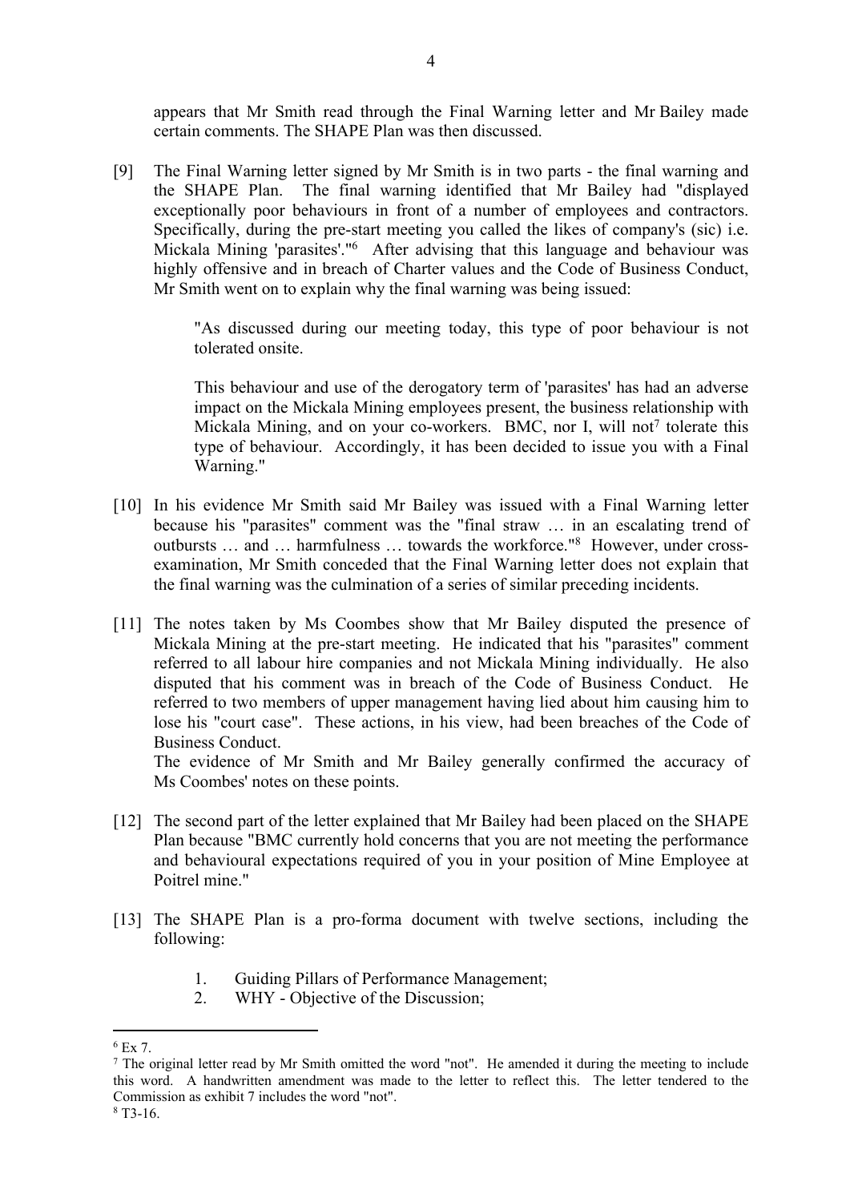appears that Mr Smith read through the Final Warning letter and Mr Bailey made certain comments. The SHAPE Plan was then discussed.

[9] The Final Warning letter signed by Mr Smith is in two parts - the final warning and the SHAPE Plan. The final warning identified that Mr Bailey had "displayed exceptionally poor behaviours in front of a number of employees and contractors. Specifically, during the pre-start meeting you called the likes of company's (sic) i.e. Mickala Mining 'parasites'."[6] After advising that this language and behaviour was highly offensive and in breach of Charter values and the Code of Business Conduct, Mr Smith went on to explain why the final warning was being issued:

> "As discussed during our meeting today, this type of poor behaviour is not tolerated onsite.
>
> This behaviour and use of the derogatory term of 'parasites' has had an adverse impact on the Mickala Mining employees present, the business relationship with Mickala Mining, and on your co-workers. BMC, nor I, will not[7] tolerate this type of behaviour. Accordingly, it has been decided to issue you with a Final Warning."

[10] In his evidence Mr Smith said Mr Bailey was issued with a Final Warning letter because his "parasites" comment was the "final straw … in an escalating trend of outbursts … and … harmfulness … towards the workforce."[8] However, under cross-examination, Mr Smith conceded that the Final Warning letter does not explain that the final warning was the culmination of a series of similar preceding incidents.

[11] The notes taken by Ms Coombes show that Mr Bailey disputed the presence of Mickala Mining at the pre-start meeting. He indicated that his "parasites" comment referred to all labour hire companies and not Mickala Mining individually. He also disputed that his comment was in breach of the Code of Business Conduct. He referred to two members of upper management having lied about him causing him to lose his "court case". These actions, in his view, had been breaches of the Code of Business Conduct.
The evidence of Mr Smith and Mr Bailey generally confirmed the accuracy of Ms Coombes' notes on these points.

[12] The second part of the letter explained that Mr Bailey had been placed on the SHAPE Plan because "BMC currently hold concerns that you are not meeting the performance and behavioural expectations required of you in your position of Mine Employee at Poitrel mine."

[13] The SHAPE Plan is a pro-forma document with twelve sections, including the following:

1. Guiding Pillars of Performance Management;
2. WHY - Objective of the Discussion;

---

[6] Ex 7.

[7] The original letter read by Mr Smith omitted the word "not". He amended it during the meeting to include this word. A handwritten amendment was made to the letter to reflect this. The letter tendered to the Commission as exhibit 7 includes the word "not".

[8] T3-16.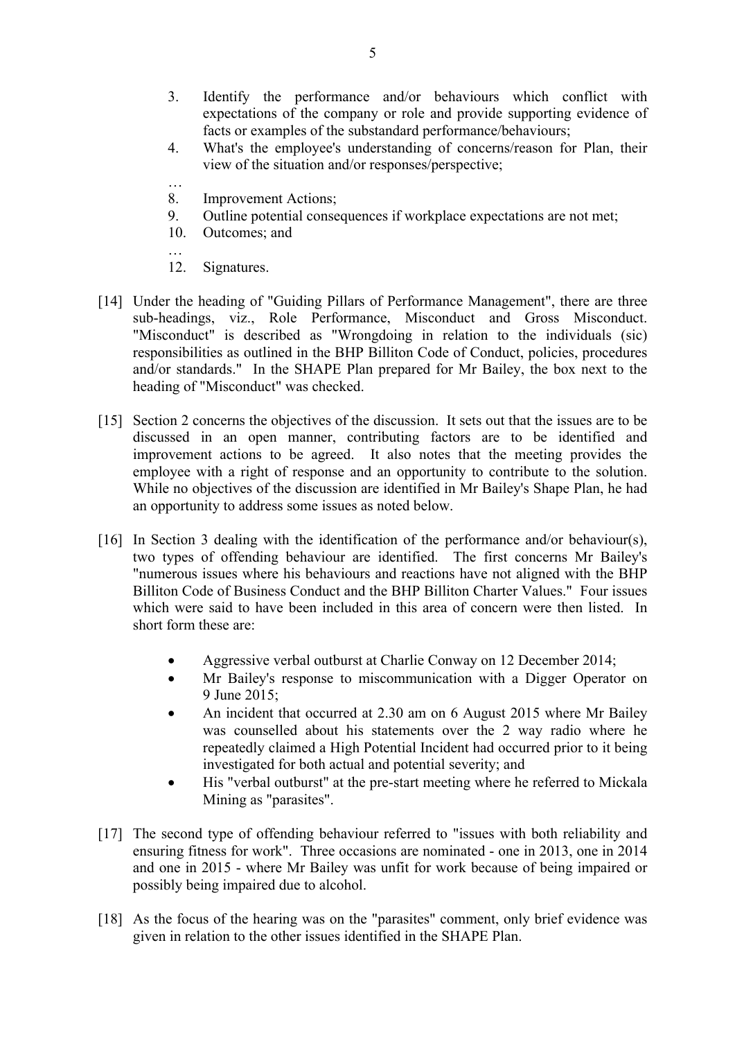3. Identify the performance and/or behaviours which conflict with expectations of the company or role and provide supporting evidence of facts or examples of the substandard performance/behaviours;
4. What's the employee's understanding of concerns/reason for Plan, their view of the situation and/or responses/perspective;

…

8. Improvement Actions;
9. Outline potential consequences if workplace expectations are not met;
10. Outcomes; and

…

12. Signatures.

[14] Under the heading of "Guiding Pillars of Performance Management", there are three sub-headings, viz., Role Performance, Misconduct and Gross Misconduct. "Misconduct" is described as "Wrongdoing in relation to the individuals (sic) responsibilities as outlined in the BHP Billiton Code of Conduct, policies, procedures and/or standards." In the SHAPE Plan prepared for Mr Bailey, the box next to the heading of "Misconduct" was checked.

[15] Section 2 concerns the objectives of the discussion. It sets out that the issues are to be discussed in an open manner, contributing factors are to be identified and improvement actions to be agreed. It also notes that the meeting provides the employee with a right of response and an opportunity to contribute to the solution. While no objectives of the discussion are identified in Mr Bailey's Shape Plan, he had an opportunity to address some issues as noted below.

[16] In Section 3 dealing with the identification of the performance and/or behaviour(s), two types of offending behaviour are identified. The first concerns Mr Bailey's "numerous issues where his behaviours and reactions have not aligned with the BHP Billiton Code of Business Conduct and the BHP Billiton Charter Values." Four issues which were said to have been included in this area of concern were then listed. In short form these are:

- Aggressive verbal outburst at Charlie Conway on 12 December 2014;
- Mr Bailey's response to miscommunication with a Digger Operator on 9 June 2015;
- An incident that occurred at 2.30 am on 6 August 2015 where Mr Bailey was counselled about his statements over the 2 way radio where he repeatedly claimed a High Potential Incident had occurred prior to it being investigated for both actual and potential severity; and
- His "verbal outburst" at the pre-start meeting where he referred to Mickala Mining as "parasites".

[17] The second type of offending behaviour referred to "issues with both reliability and ensuring fitness for work". Three occasions are nominated - one in 2013, one in 2014 and one in 2015 - where Mr Bailey was unfit for work because of being impaired or possibly being impaired due to alcohol.

[18] As the focus of the hearing was on the "parasites" comment, only brief evidence was given in relation to the other issues identified in the SHAPE Plan.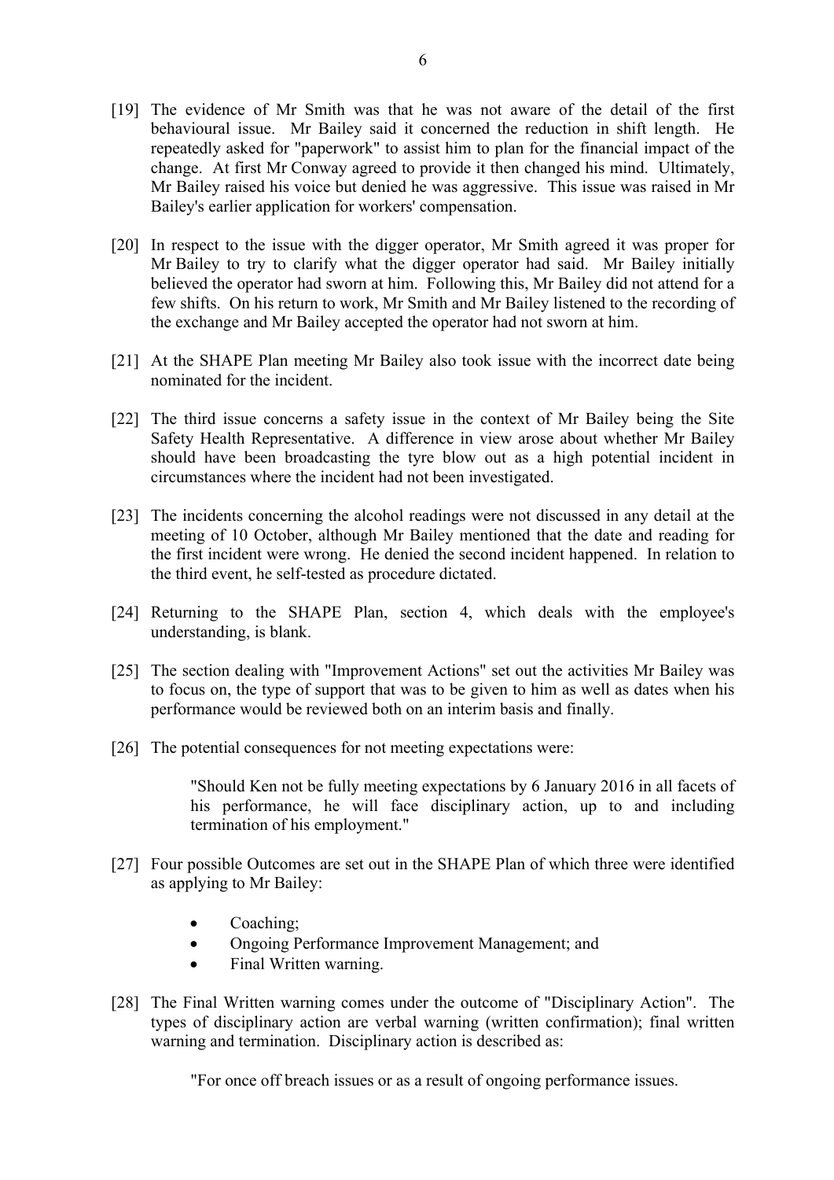[19] The evidence of Mr Smith was that he was not aware of the detail of the first behavioural issue. Mr Bailey said it concerned the reduction in shift length. He repeatedly asked for "paperwork" to assist him to plan for the financial impact of the change. At first Mr Conway agreed to provide it then changed his mind. Ultimately, Mr Bailey raised his voice but denied he was aggressive. This issue was raised in Mr Bailey's earlier application for workers' compensation.

[20] In respect to the issue with the digger operator, Mr Smith agreed it was proper for Mr Bailey to try to clarify what the digger operator had said. Mr Bailey initially believed the operator had sworn at him. Following this, Mr Bailey did not attend for a few shifts. On his return to work, Mr Smith and Mr Bailey listened to the recording of the exchange and Mr Bailey accepted the operator had not sworn at him.

[21] At the SHAPE Plan meeting Mr Bailey also took issue with the incorrect date being nominated for the incident.

[22] The third issue concerns a safety issue in the context of Mr Bailey being the Site Safety Health Representative. A difference in view arose about whether Mr Bailey should have been broadcasting the tyre blow out as a high potential incident in circumstances where the incident had not been investigated.

[23] The incidents concerning the alcohol readings were not discussed in any detail at the meeting of 10 October, although Mr Bailey mentioned that the date and reading for the first incident were wrong. He denied the second incident happened. In relation to the third event, he self-tested as procedure dictated.

[24] Returning to the SHAPE Plan, section 4, which deals with the employee's understanding, is blank.

[25] The section dealing with "Improvement Actions" set out the activities Mr Bailey was to focus on, the type of support that was to be given to him as well as dates when his performance would be reviewed both on an interim basis and finally.

[26] The potential consequences for not meeting expectations were:

> "Should Ken not be fully meeting expectations by 6 January 2016 in all facets of his performance, he will face disciplinary action, up to and including termination of his employment."

[27] Four possible Outcomes are set out in the SHAPE Plan of which three were identified as applying to Mr Bailey:

- Coaching;
- Ongoing Performance Improvement Management; and
- Final Written warning.

[28] The Final Written warning comes under the outcome of "Disciplinary Action". The types of disciplinary action are verbal warning (written confirmation); final written warning and termination. Disciplinary action is described as:

> "For once off breach issues or as a result of ongoing performance issues.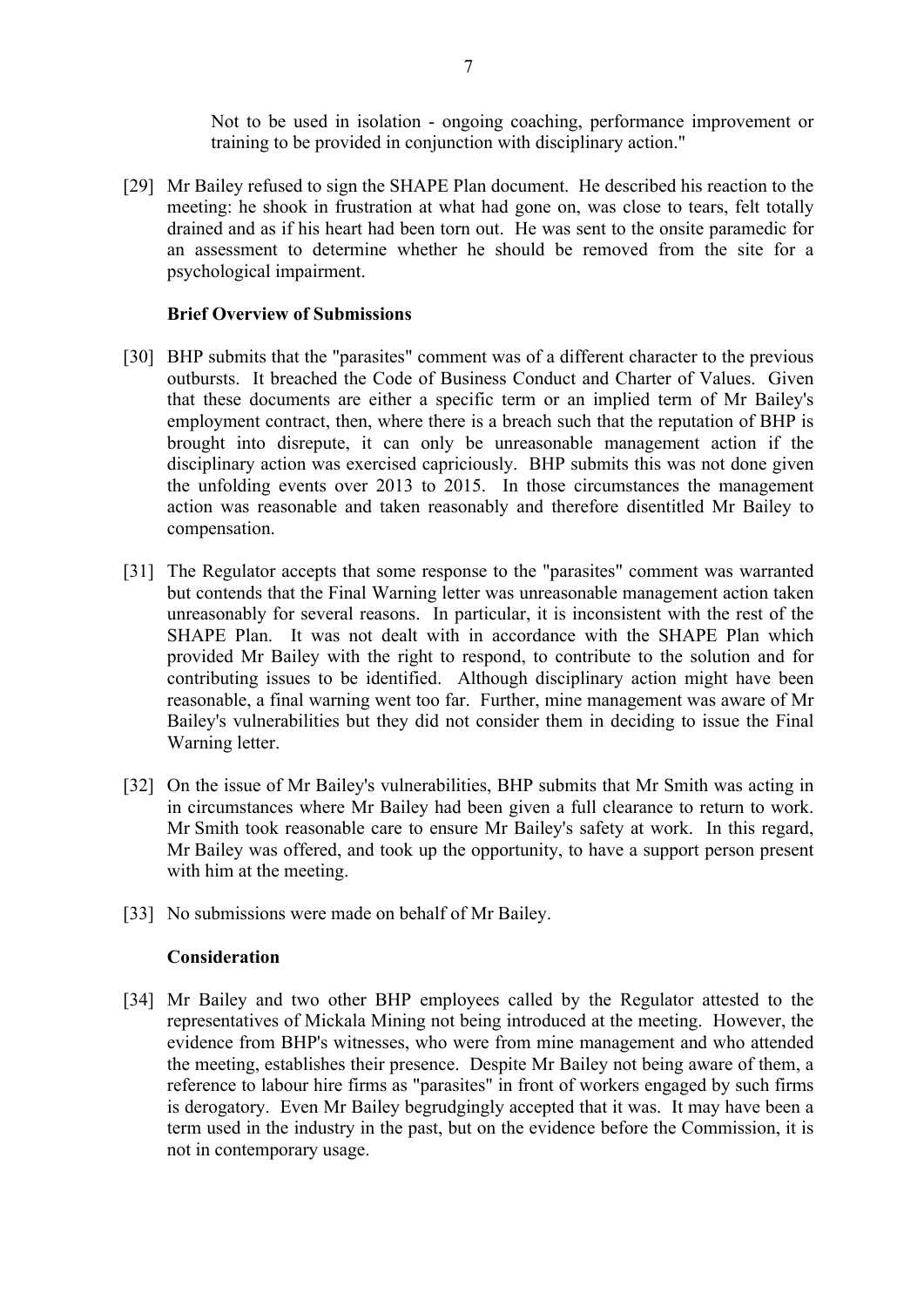Not to be used in isolation - ongoing coaching, performance improvement or training to be provided in conjunction with disciplinary action."

[29] Mr Bailey refused to sign the SHAPE Plan document. He described his reaction to the meeting: he shook in frustration at what had gone on, was close to tears, felt totally drained and as if his heart had been torn out. He was sent to the onsite paramedic for an assessment to determine whether he should be removed from the site for a psychological impairment.

**Brief Overview of Submissions**

[30] BHP submits that the "parasites" comment was of a different character to the previous outbursts. It breached the Code of Business Conduct and Charter of Values. Given that these documents are either a specific term or an implied term of Mr Bailey's employment contract, then, where there is a breach such that the reputation of BHP is brought into disrepute, it can only be unreasonable management action if the disciplinary action was exercised capriciously. BHP submits this was not done given the unfolding events over 2013 to 2015. In those circumstances the management action was reasonable and taken reasonably and therefore disentitled Mr Bailey to compensation.

[31] The Regulator accepts that some response to the "parasites" comment was warranted but contends that the Final Warning letter was unreasonable management action taken unreasonably for several reasons. In particular, it is inconsistent with the rest of the SHAPE Plan. It was not dealt with in accordance with the SHAPE Plan which provided Mr Bailey with the right to respond, to contribute to the solution and for contributing issues to be identified. Although disciplinary action might have been reasonable, a final warning went too far. Further, mine management was aware of Mr Bailey's vulnerabilities but they did not consider them in deciding to issue the Final Warning letter.

[32] On the issue of Mr Bailey's vulnerabilities, BHP submits that Mr Smith was acting in in circumstances where Mr Bailey had been given a full clearance to return to work. Mr Smith took reasonable care to ensure Mr Bailey's safety at work. In this regard, Mr Bailey was offered, and took up the opportunity, to have a support person present with him at the meeting.

[33] No submissions were made on behalf of Mr Bailey.

**Consideration**

[34] Mr Bailey and two other BHP employees called by the Regulator attested to the representatives of Mickala Mining not being introduced at the meeting. However, the evidence from BHP's witnesses, who were from mine management and who attended the meeting, establishes their presence. Despite Mr Bailey not being aware of them, a reference to labour hire firms as "parasites" in front of workers engaged by such firms is derogatory. Even Mr Bailey begrudgingly accepted that it was. It may have been a term used in the industry in the past, but on the evidence before the Commission, it is not in contemporary usage.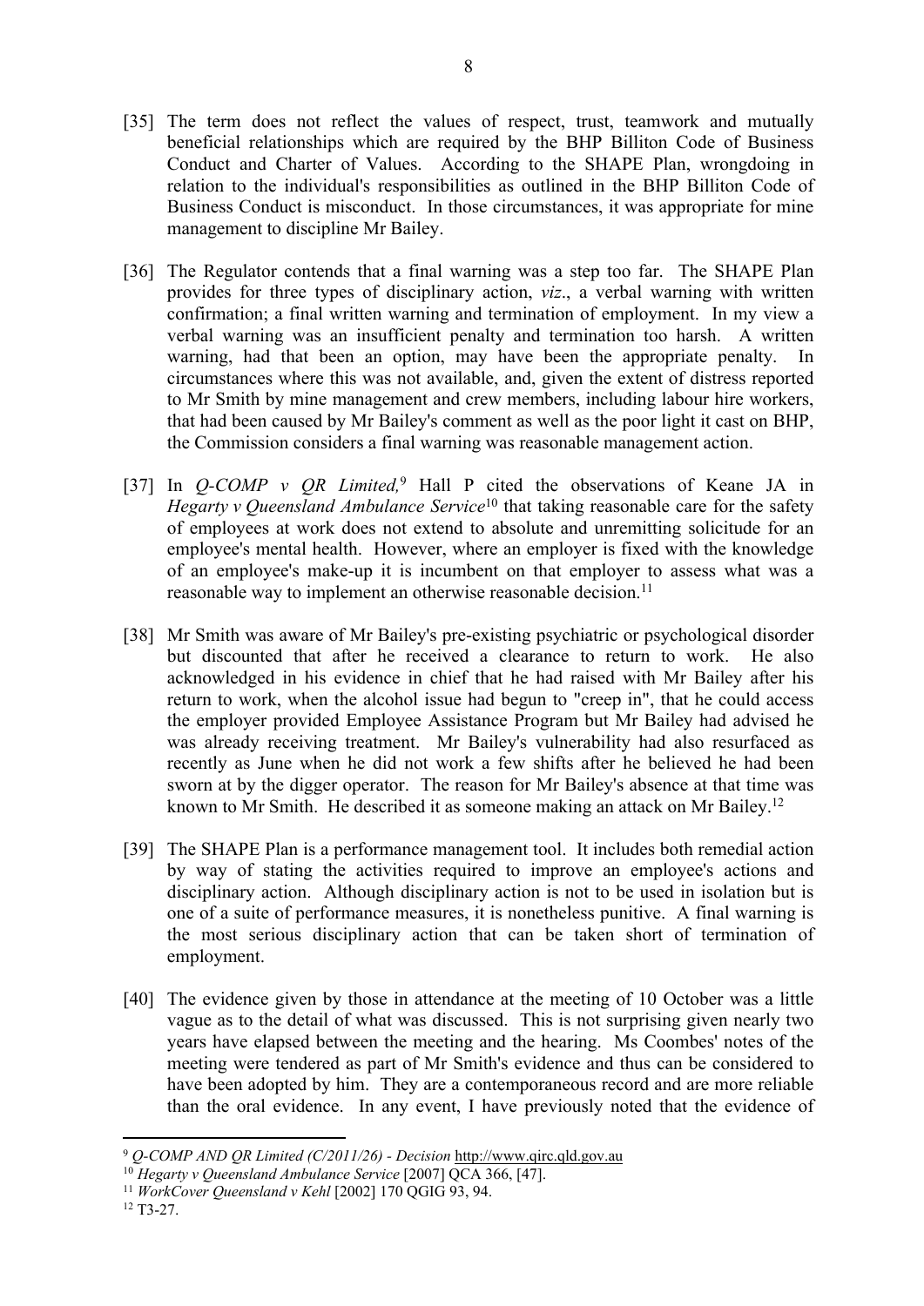[35] The term does not reflect the values of respect, trust, teamwork and mutually beneficial relationships which are required by the BHP Billiton Code of Business Conduct and Charter of Values. According to the SHAPE Plan, wrongdoing in relation to the individual's responsibilities as outlined in the BHP Billiton Code of Business Conduct is misconduct. In those circumstances, it was appropriate for mine management to discipline Mr Bailey.

[36] The Regulator contends that a final warning was a step too far. The SHAPE Plan provides for three types of disciplinary action, *viz*., a verbal warning with written confirmation; a final written warning and termination of employment. In my view a verbal warning was an insufficient penalty and termination too harsh. A written warning, had that been an option, may have been the appropriate penalty. In circumstances where this was not available, and, given the extent of distress reported to Mr Smith by mine management and crew members, including labour hire workers, that had been caused by Mr Bailey's comment as well as the poor light it cast on BHP, the Commission considers a final warning was reasonable management action.

[37] In *Q-COMP v QR Limited,*[9] Hall P cited the observations of Keane JA in *Hegarty v Queensland Ambulance Service*[10] that taking reasonable care for the safety of employees at work does not extend to absolute and unremitting solicitude for an employee's mental health. However, where an employer is fixed with the knowledge of an employee's make-up it is incumbent on that employer to assess what was a reasonable way to implement an otherwise reasonable decision.[11]

[38] Mr Smith was aware of Mr Bailey's pre-existing psychiatric or psychological disorder but discounted that after he received a clearance to return to work. He also acknowledged in his evidence in chief that he had raised with Mr Bailey after his return to work, when the alcohol issue had begun to "creep in", that he could access the employer provided Employee Assistance Program but Mr Bailey had advised he was already receiving treatment. Mr Bailey's vulnerability had also resurfaced as recently as June when he did not work a few shifts after he believed he had been sworn at by the digger operator. The reason for Mr Bailey's absence at that time was known to Mr Smith. He described it as someone making an attack on Mr Bailey.[12]

[39] The SHAPE Plan is a performance management tool. It includes both remedial action by way of stating the activities required to improve an employee's actions and disciplinary action. Although disciplinary action is not to be used in isolation but is one of a suite of performance measures, it is nonetheless punitive. A final warning is the most serious disciplinary action that can be taken short of termination of employment.

[40] The evidence given by those in attendance at the meeting of 10 October was a little vague as to the detail of what was discussed. This is not surprising given nearly two years have elapsed between the meeting and the hearing. Ms Coombes' notes of the meeting were tendered as part of Mr Smith's evidence and thus can be considered to have been adopted by him. They are a contemporaneous record and are more reliable than the oral evidence. In any event, I have previously noted that the evidence of

---

[9] *Q-COMP AND QR Limited (C/2011/26) - Decision* http://www.qirc.qld.gov.au

[10] *Hegarty v Queensland Ambulance Service* [2007] QCA 366, [47].

[11] *WorkCover Queensland v Kehl* [2002] 170 QGIG 93, 94.

[12] T3-27.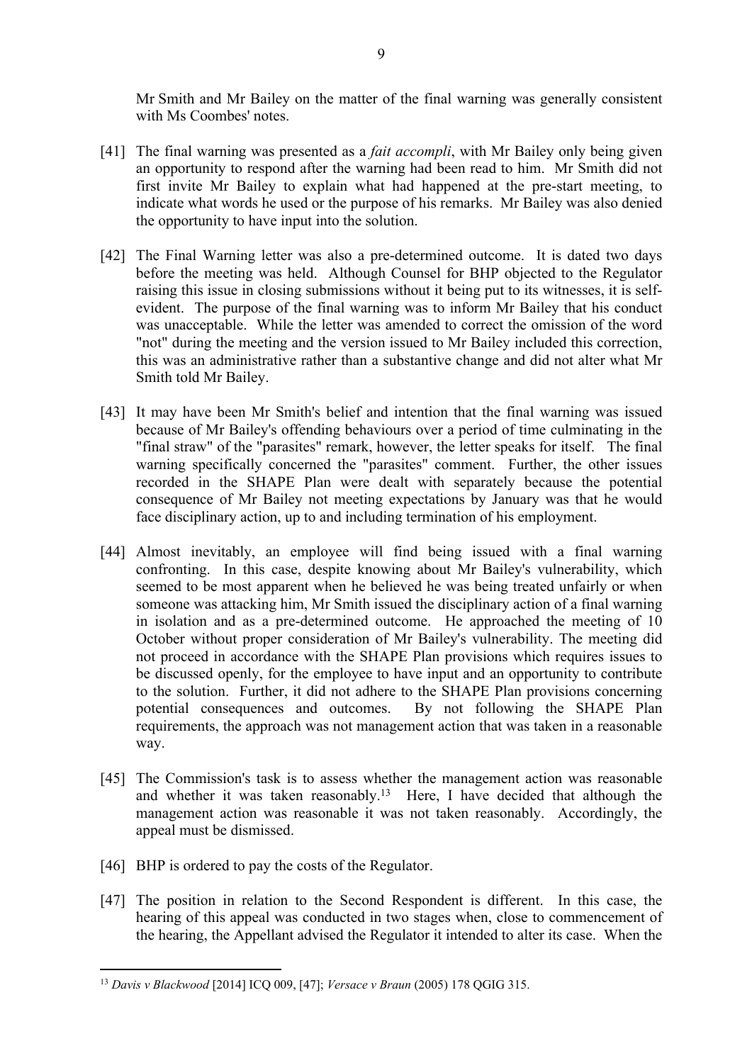Mr Smith and Mr Bailey on the matter of the final warning was generally consistent with Ms Coombes' notes.

[41] The final warning was presented as a *fait accompli*, with Mr Bailey only being given an opportunity to respond after the warning had been read to him. Mr Smith did not first invite Mr Bailey to explain what had happened at the pre-start meeting, to indicate what words he used or the purpose of his remarks. Mr Bailey was also denied the opportunity to have input into the solution.

[42] The Final Warning letter was also a pre-determined outcome. It is dated two days before the meeting was held. Although Counsel for BHP objected to the Regulator raising this issue in closing submissions without it being put to its witnesses, it is self-evident. The purpose of the final warning was to inform Mr Bailey that his conduct was unacceptable. While the letter was amended to correct the omission of the word "not" during the meeting and the version issued to Mr Bailey included this correction, this was an administrative rather than a substantive change and did not alter what Mr Smith told Mr Bailey.

[43] It may have been Mr Smith's belief and intention that the final warning was issued because of Mr Bailey's offending behaviours over a period of time culminating in the "final straw" of the "parasites" remark, however, the letter speaks for itself. The final warning specifically concerned the "parasites" comment. Further, the other issues recorded in the SHAPE Plan were dealt with separately because the potential consequence of Mr Bailey not meeting expectations by January was that he would face disciplinary action, up to and including termination of his employment.

[44] Almost inevitably, an employee will find being issued with a final warning confronting. In this case, despite knowing about Mr Bailey's vulnerability, which seemed to be most apparent when he believed he was being treated unfairly or when someone was attacking him, Mr Smith issued the disciplinary action of a final warning in isolation and as a pre-determined outcome. He approached the meeting of 10 October without proper consideration of Mr Bailey's vulnerability. The meeting did not proceed in accordance with the SHAPE Plan provisions which requires issues to be discussed openly, for the employee to have input and an opportunity to contribute to the solution. Further, it did not adhere to the SHAPE Plan provisions concerning potential consequences and outcomes. By not following the SHAPE Plan requirements, the approach was not management action that was taken in a reasonable way.

[45] The Commission's task is to assess whether the management action was reasonable and whether it was taken reasonably.[13] Here, I have decided that although the management action was reasonable it was not taken reasonably. Accordingly, the appeal must be dismissed.

[46] BHP is ordered to pay the costs of the Regulator.

[47] The position in relation to the Second Respondent is different. In this case, the hearing of this appeal was conducted in two stages when, close to commencement of the hearing, the Appellant advised the Regulator it intended to alter its case. When the

---

[13] *Davis v Blackwood* [2014] ICQ 009, [47]; *Versace v Braun* (2005) 178 QGIG 315.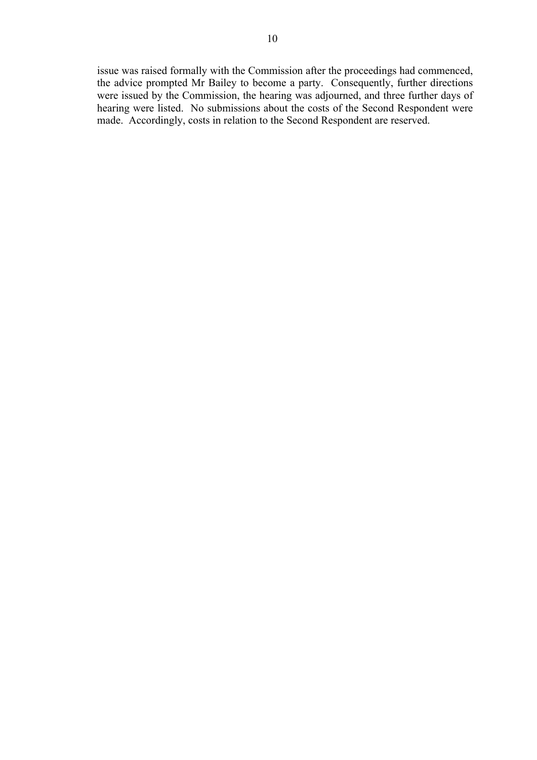issue was raised formally with the Commission after the proceedings had commenced, the advice prompted Mr Bailey to become a party. Consequently, further directions were issued by the Commission, the hearing was adjourned, and three further days of hearing were listed. No submissions about the costs of the Second Respondent were made. Accordingly, costs in relation to the Second Respondent are reserved.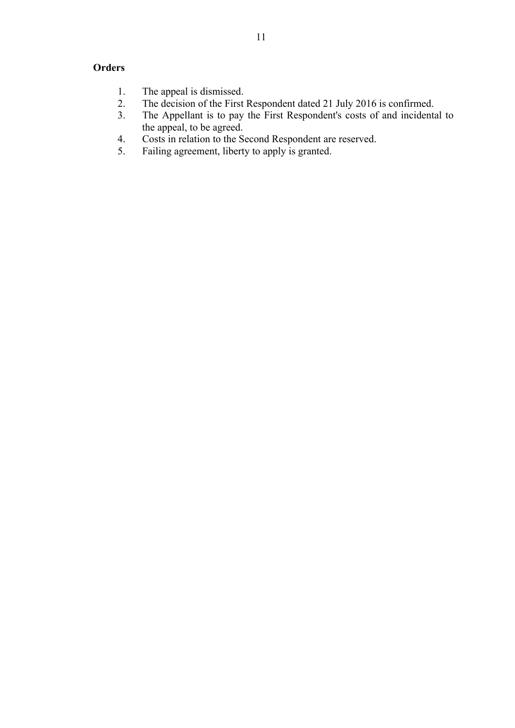**Orders**

1. The appeal is dismissed.
2. The decision of the First Respondent dated 21 July 2016 is confirmed.
3. The Appellant is to pay the First Respondent's costs of and incidental to the appeal, to be agreed.
4. Costs in relation to the Second Respondent are reserved.
5. Failing agreement, liberty to apply is granted.